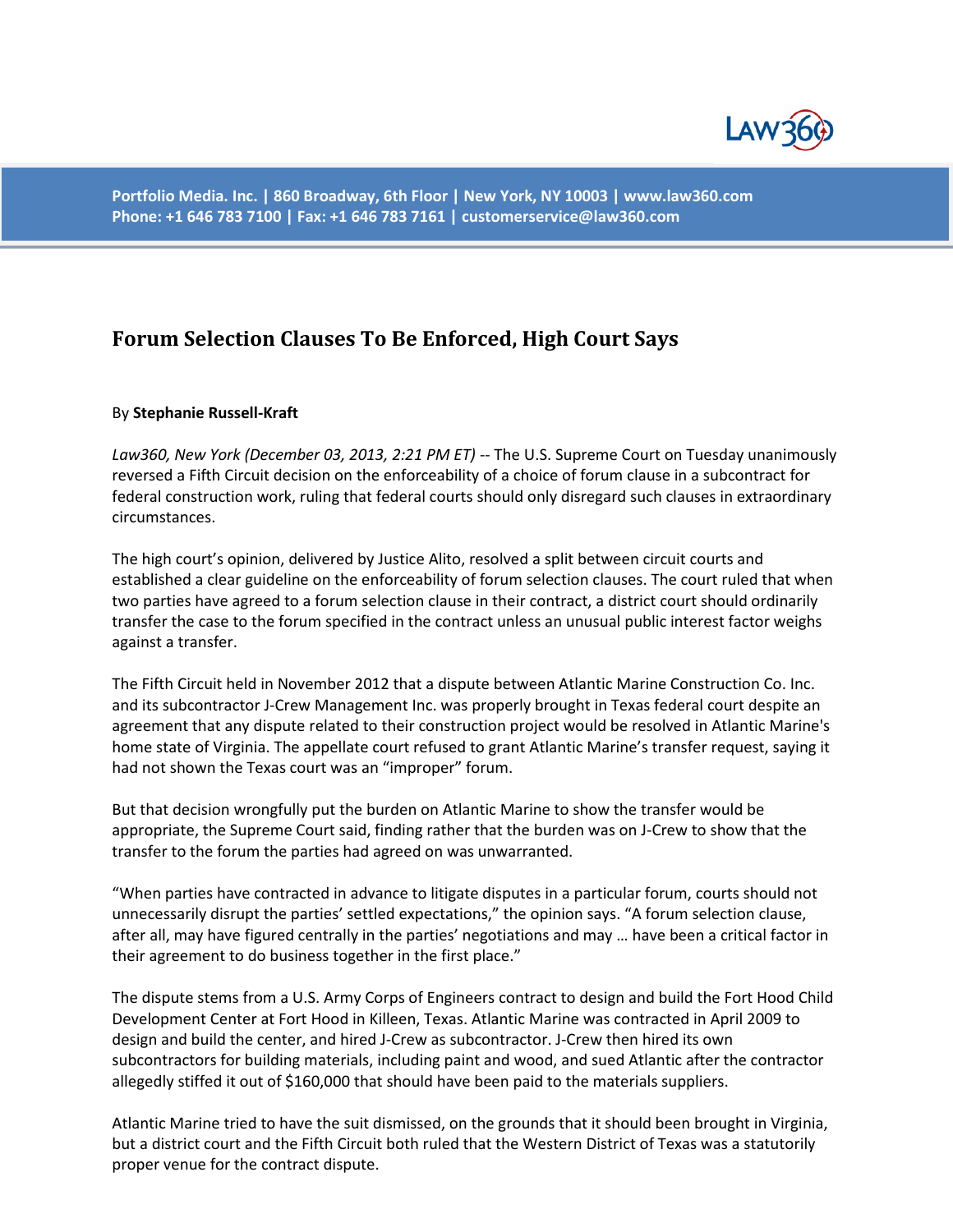Portfolio Media. Inc. | 860 Broadway, 6th Floor | New York, NY 10003 | www.law360.com
Phone: +1 646 783 7100 | Fax: +1 646 783 7161 | customerservice@law360.com

## Forum Selection Clauses To Be Enforced, High Court Says

By **Stephanie Russell-Kraft**

*Law360, New York (December 03, 2013, 2:21 PM ET)* -- The U.S. Supreme Court on Tuesday unanimously reversed a Fifth Circuit decision on the enforceability of a choice of forum clause in a subcontract for federal construction work, ruling that federal courts should only disregard such clauses in extraordinary circumstances.

The high court's opinion, delivered by Justice Alito, resolved a split between circuit courts and established a clear guideline on the enforceability of forum selection clauses. The court ruled that when two parties have agreed to a forum selection clause in their contract, a district court should ordinarily transfer the case to the forum specified in the contract unless an unusual public interest factor weighs against a transfer.

The Fifth Circuit held in November 2012 that a dispute between Atlantic Marine Construction Co. Inc. and its subcontractor J-Crew Management Inc. was properly brought in Texas federal court despite an agreement that any dispute related to their construction project would be resolved in Atlantic Marine's home state of Virginia. The appellate court refused to grant Atlantic Marine's transfer request, saying it had not shown the Texas court was an "improper" forum.

But that decision wrongfully put the burden on Atlantic Marine to show the transfer would be appropriate, the Supreme Court said, finding rather that the burden was on J-Crew to show that the transfer to the forum the parties had agreed on was unwarranted.

"When parties have contracted in advance to litigate disputes in a particular forum, courts should not unnecessarily disrupt the parties' settled expectations," the opinion says. "A forum selection clause, after all, may have figured centrally in the parties' negotiations and may … have been a critical factor in their agreement to do business together in the first place."

The dispute stems from a U.S. Army Corps of Engineers contract to design and build the Fort Hood Child Development Center at Fort Hood in Killeen, Texas. Atlantic Marine was contracted in April 2009 to design and build the center, and hired J-Crew as subcontractor. J-Crew then hired its own subcontractors for building materials, including paint and wood, and sued Atlantic after the contractor allegedly stiffed it out of $160,000 that should have been paid to the materials suppliers.

Atlantic Marine tried to have the suit dismissed, on the grounds that it should been brought in Virginia, but a district court and the Fifth Circuit both ruled that the Western District of Texas was a statutorily proper venue for the contract dispute.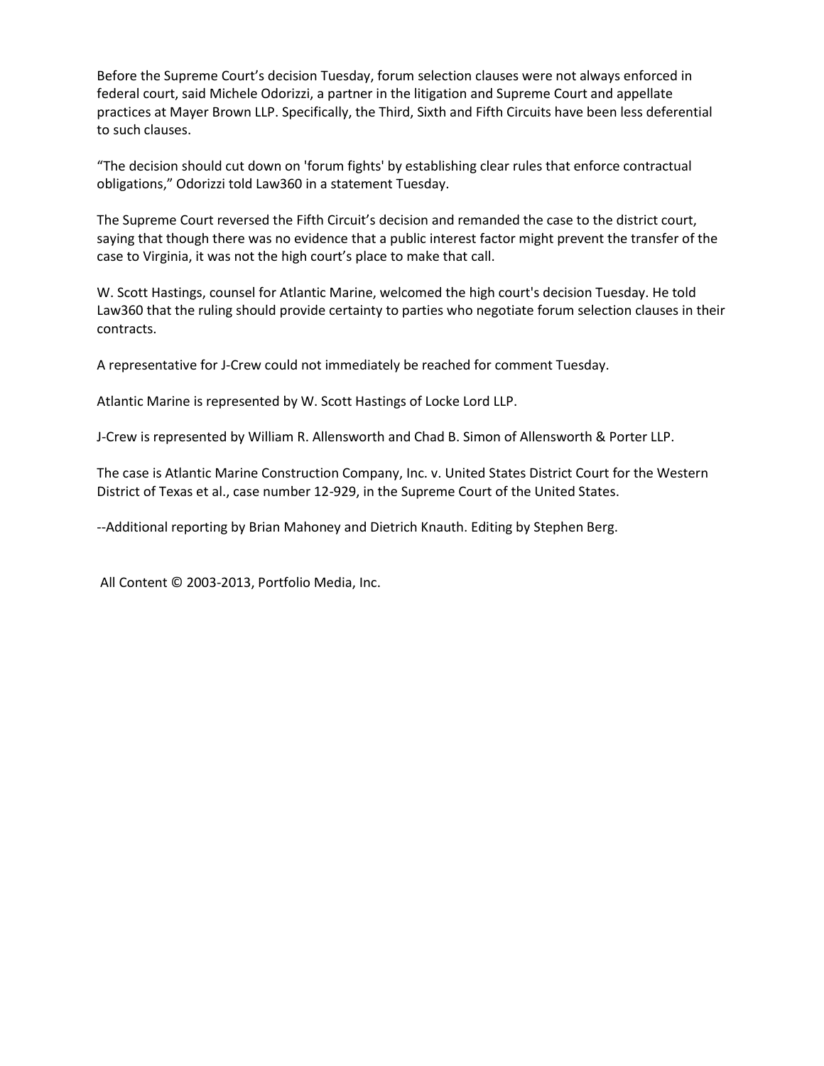Before the Supreme Court's decision Tuesday, forum selection clauses were not always enforced in federal court, said Michele Odorizzi, a partner in the litigation and Supreme Court and appellate practices at Mayer Brown LLP. Specifically, the Third, Sixth and Fifth Circuits have been less deferential to such clauses.

"The decision should cut down on 'forum fights' by establishing clear rules that enforce contractual obligations," Odorizzi told Law360 in a statement Tuesday.

The Supreme Court reversed the Fifth Circuit's decision and remanded the case to the district court, saying that though there was no evidence that a public interest factor might prevent the transfer of the case to Virginia, it was not the high court's place to make that call.

W. Scott Hastings, counsel for Atlantic Marine, welcomed the high court's decision Tuesday. He told Law360 that the ruling should provide certainty to parties who negotiate forum selection clauses in their contracts.

A representative for J-Crew could not immediately be reached for comment Tuesday.

Atlantic Marine is represented by W. Scott Hastings of Locke Lord LLP.

J-Crew is represented by William R. Allensworth and Chad B. Simon of Allensworth & Porter LLP.

The case is Atlantic Marine Construction Company, Inc. v. United States District Court for the Western District of Texas et al., case number 12-929, in the Supreme Court of the United States.

--Additional reporting by Brian Mahoney and Dietrich Knauth. Editing by Stephen Berg.

All Content © 2003-2013, Portfolio Media, Inc.